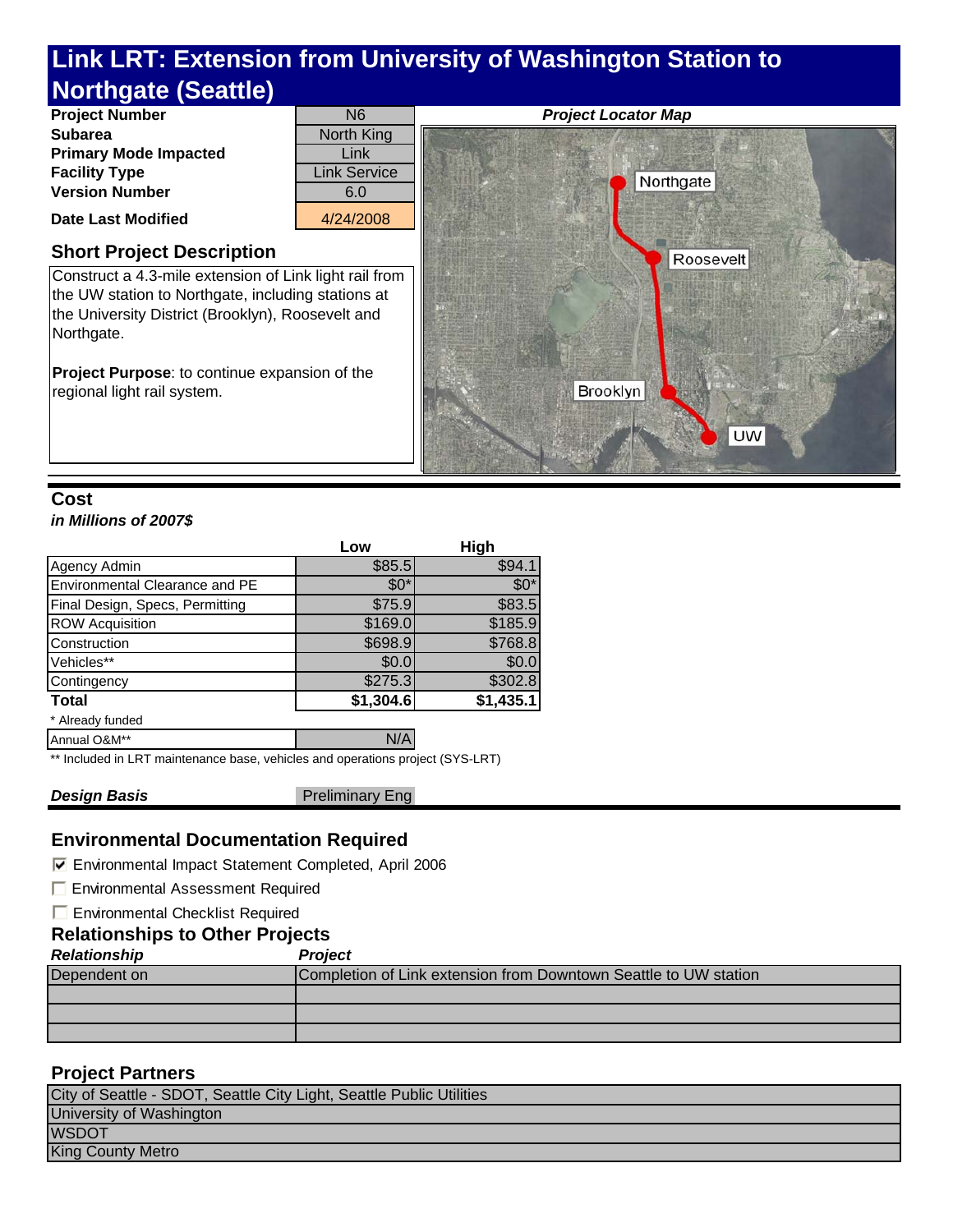# Link LRT: Extension from University of Washington Station to Northgate (Seattle)

| | |
|---|---|
| **Project Number** | N6 |
| **Subarea** | North King |
| **Primary Mode Impacted** | Link |
| **Facility Type** | Link Service |
| **Version Number** | 6.0 |
| **Date Last Modified** | 4/24/2008 |

***Project Locator Map***

Northgate

Roosevelt

Brooklyn

UW

## Short Project Description

Construct a 4.3-mile extension of Link light rail from the UW station to Northgate, including stations at the University District (Brooklyn), Roosevelt and Northgate.

**Project Purpose**: to continue expansion of the regional light rail system.

## Cost

***in Millions of 2007$***

| | Low | High |
|---|---|---|
| Agency Admin | $85.5 | $94.1 |
| Environmental Clearance and PE | $0* | $0* |
| Final Design, Specs, Permitting | $75.9 | $83.5 |
| ROW Acquisition | $169.0 | $185.9 |
| Construction | $698.9 | $768.8 |
| Vehicles** | $0.0 | $0.0 |
| Contingency | $275.3 | $302.8 |
| **Total** | **$1,304.6** | **$1,435.1** |

\* Already funded

| | |
|---|---|
| Annual O&M** | N/A |

** Included in LRT maintenance base, vehicles and operations project (SYS-LRT)

***Design Basis*** Preliminary Eng

## Environmental Documentation Required

- [x] Environmental Impact Statement Completed, April 2006
- [ ] Environmental Assessment Required
- [ ] Environmental Checklist Required

## Relationships to Other Projects

| *Relationship* | *Project* |
|---|---|
| Dependent on | Completion of Link extension from Downtown Seattle to UW station |
| | |
| | |
| | |

## Project Partners

| |
|---|
| City of Seattle - SDOT, Seattle City Light, Seattle Public Utilities |
| University of Washington |
| WSDOT |
| King County Metro |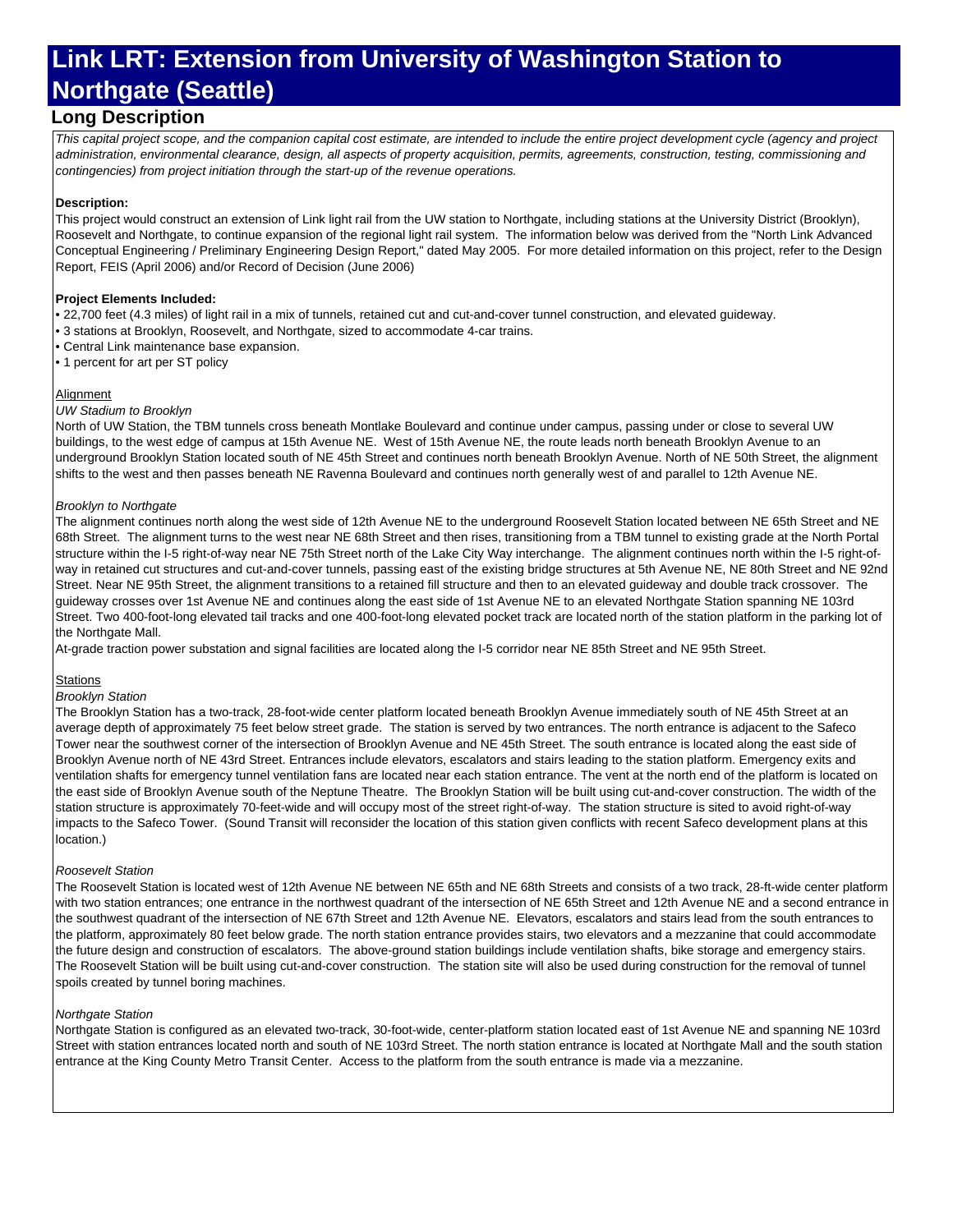# Link LRT: Extension from University of Washington Station to Northgate (Seattle)

## Long Description

*This capital project scope, and the companion capital cost estimate, are intended to include the entire project development cycle (agency and project administration, environmental clearance, design, all aspects of property acquisition, permits, agreements, construction, testing, commissioning and contingencies) from project initiation through the start-up of the revenue operations.*

**Description:**

This project would construct an extension of Link light rail from the UW station to Northgate, including stations at the University District (Brooklyn), Roosevelt and Northgate, to continue expansion of the regional light rail system. The information below was derived from the "North Link Advanced Conceptual Engineering / Preliminary Engineering Design Report," dated May 2005. For more detailed information on this project, refer to the Design Report, FEIS (April 2006) and/or Record of Decision (June 2006)

**Project Elements Included:**

- 22,700 feet (4.3 miles) of light rail in a mix of tunnels, retained cut and cut-and-cover tunnel construction, and elevated guideway.
- 3 stations at Brooklyn, Roosevelt, and Northgate, sized to accommodate 4-car trains.
- Central Link maintenance base expansion.
- 1 percent for art per ST policy

Alignment

*UW Stadium to Brooklyn*

North of UW Station, the TBM tunnels cross beneath Montlake Boulevard and continue under campus, passing under or close to several UW buildings, to the west edge of campus at 15th Avenue NE. West of 15th Avenue NE, the route leads north beneath Brooklyn Avenue to an underground Brooklyn Station located south of NE 45th Street and continues north beneath Brooklyn Avenue. North of NE 50th Street, the alignment shifts to the west and then passes beneath NE Ravenna Boulevard and continues north generally west of and parallel to 12th Avenue NE.

*Brooklyn to Northgate*

The alignment continues north along the west side of 12th Avenue NE to the underground Roosevelt Station located between NE 65th Street and NE 68th Street. The alignment turns to the west near NE 68th Street and then rises, transitioning from a TBM tunnel to existing grade at the North Portal structure within the I-5 right-of-way near NE 75th Street north of the Lake City Way interchange. The alignment continues north within the I-5 right-of-way in retained cut structures and cut-and-cover tunnels, passing east of the existing bridge structures at 5th Avenue NE, NE 80th Street and NE 92nd Street. Near NE 95th Street, the alignment transitions to a retained fill structure and then to an elevated guideway and double track crossover. The guideway crosses over 1st Avenue NE and continues along the east side of 1st Avenue NE to an elevated Northgate Station spanning NE 103rd Street. Two 400-foot-long elevated tail tracks and one 400-foot-long elevated pocket track are located north of the station platform in the parking lot of the Northgate Mall.

At-grade traction power substation and signal facilities are located along the I-5 corridor near NE 85th Street and NE 95th Street.

Stations

*Brooklyn Station*

The Brooklyn Station has a two-track, 28-foot-wide center platform located beneath Brooklyn Avenue immediately south of NE 45th Street at an average depth of approximately 75 feet below street grade. The station is served by two entrances. The north entrance is adjacent to the Safeco Tower near the southwest corner of the intersection of Brooklyn Avenue and NE 45th Street. The south entrance is located along the east side of Brooklyn Avenue north of NE 43rd Street. Entrances include elevators, escalators and stairs leading to the station platform. Emergency exits and ventilation shafts for emergency tunnel ventilation fans are located near each station entrance. The vent at the north end of the platform is located on the east side of Brooklyn Avenue south of the Neptune Theatre. The Brooklyn Station will be built using cut-and-cover construction. The width of the station structure is approximately 70-feet-wide and will occupy most of the street right-of-way. The station structure is sited to avoid right-of-way impacts to the Safeco Tower. (Sound Transit will reconsider the location of this station given conflicts with recent Safeco development plans at this location.)

*Roosevelt Station*

The Roosevelt Station is located west of 12th Avenue NE between NE 65th and NE 68th Streets and consists of a two track, 28-ft-wide center platform with two station entrances; one entrance in the northwest quadrant of the intersection of NE 65th Street and 12th Avenue NE and a second entrance in the southwest quadrant of the intersection of NE 67th Street and 12th Avenue NE. Elevators, escalators and stairs lead from the south entrances to the platform, approximately 80 feet below grade. The north station entrance provides stairs, two elevators and a mezzanine that could accommodate the future design and construction of escalators. The above-ground station buildings include ventilation shafts, bike storage and emergency stairs. The Roosevelt Station will be built using cut-and-cover construction. The station site will also be used during construction for the removal of tunnel spoils created by tunnel boring machines.

*Northgate Station*

Northgate Station is configured as an elevated two-track, 30-foot-wide, center-platform station located east of 1st Avenue NE and spanning NE 103rd Street with station entrances located north and south of NE 103rd Street. The north station entrance is located at Northgate Mall and the south station entrance at the King County Metro Transit Center. Access to the platform from the south entrance is made via a mezzanine.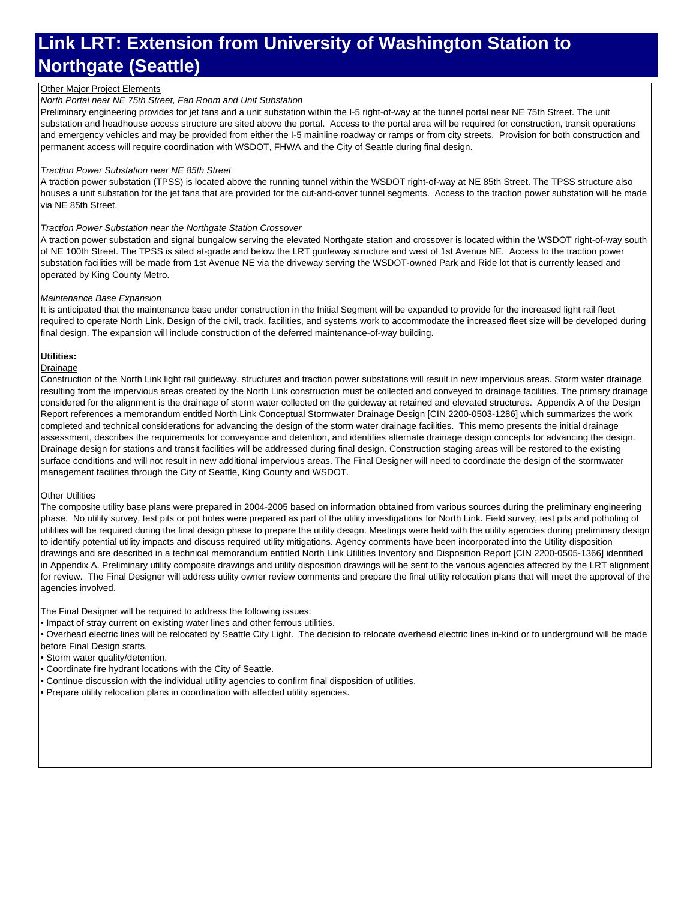# Link LRT: Extension from University of Washington Station to Northgate (Seattle)

Other Major Project Elements

*North Portal near NE 75th Street, Fan Room and Unit Substation*

Preliminary engineering provides for jet fans and a unit substation within the I-5 right-of-way at the tunnel portal near NE 75th Street. The unit substation and headhouse access structure are sited above the portal. Access to the portal area will be required for construction, transit operations and emergency vehicles and may be provided from either the I-5 mainline roadway or ramps or from city streets, Provision for both construction and permanent access will require coordination with WSDOT, FHWA and the City of Seattle during final design.

*Traction Power Substation near NE 85th Street*

A traction power substation (TPSS) is located above the running tunnel within the WSDOT right-of-way at NE 85th Street. The TPSS structure also houses a unit substation for the jet fans that are provided for the cut-and-cover tunnel segments. Access to the traction power substation will be made via NE 85th Street.

*Traction Power Substation near the Northgate Station Crossover*

A traction power substation and signal bungalow serving the elevated Northgate station and crossover is located within the WSDOT right-of-way south of NE 100th Street. The TPSS is sited at-grade and below the LRT guideway structure and west of 1st Avenue NE. Access to the traction power substation facilities will be made from 1st Avenue NE via the driveway serving the WSDOT-owned Park and Ride lot that is currently leased and operated by King County Metro.

*Maintenance Base Expansion*

It is anticipated that the maintenance base under construction in the Initial Segment will be expanded to provide for the increased light rail fleet required to operate North Link. Design of the civil, track, facilities, and systems work to accommodate the increased fleet size will be developed during final design. The expansion will include construction of the deferred maintenance-of-way building.

**Utilities:**

Drainage

Construction of the North Link light rail guideway, structures and traction power substations will result in new impervious areas. Storm water drainage resulting from the impervious areas created by the North Link construction must be collected and conveyed to drainage facilities. The primary drainage considered for the alignment is the drainage of storm water collected on the guideway at retained and elevated structures. Appendix A of the Design Report references a memorandum entitled North Link Conceptual Stormwater Drainage Design [CIN 2200-0503-1286] which summarizes the work completed and technical considerations for advancing the design of the storm water drainage facilities. This memo presents the initial drainage assessment, describes the requirements for conveyance and detention, and identifies alternate drainage design concepts for advancing the design. Drainage design for stations and transit facilities will be addressed during final design. Construction staging areas will be restored to the existing surface conditions and will not result in new additional impervious areas. The Final Designer will need to coordinate the design of the stormwater management facilities through the City of Seattle, King County and WSDOT.

Other Utilities

The composite utility base plans were prepared in 2004-2005 based on information obtained from various sources during the preliminary engineering phase. No utility survey, test pits or pot holes were prepared as part of the utility investigations for North Link. Field survey, test pits and potholing of utilities will be required during the final design phase to prepare the utility design. Meetings were held with the utility agencies during preliminary design to identify potential utility impacts and discuss required utility mitigations. Agency comments have been incorporated into the Utility disposition drawings and are described in a technical memorandum entitled North Link Utilities Inventory and Disposition Report [CIN 2200-0505-1366] identified in Appendix A. Preliminary utility composite drawings and utility disposition drawings will be sent to the various agencies affected by the LRT alignment for review. The Final Designer will address utility owner review comments and prepare the final utility relocation plans that will meet the approval of the agencies involved.

The Final Designer will be required to address the following issues:

- Impact of stray current on existing water lines and other ferrous utilities.
- Overhead electric lines will be relocated by Seattle City Light. The decision to relocate overhead electric lines in-kind or to underground will be made before Final Design starts.
- Storm water quality/detention.
- Coordinate fire hydrant locations with the City of Seattle.
- Continue discussion with the individual utility agencies to confirm final disposition of utilities.
- Prepare utility relocation plans in coordination with affected utility agencies.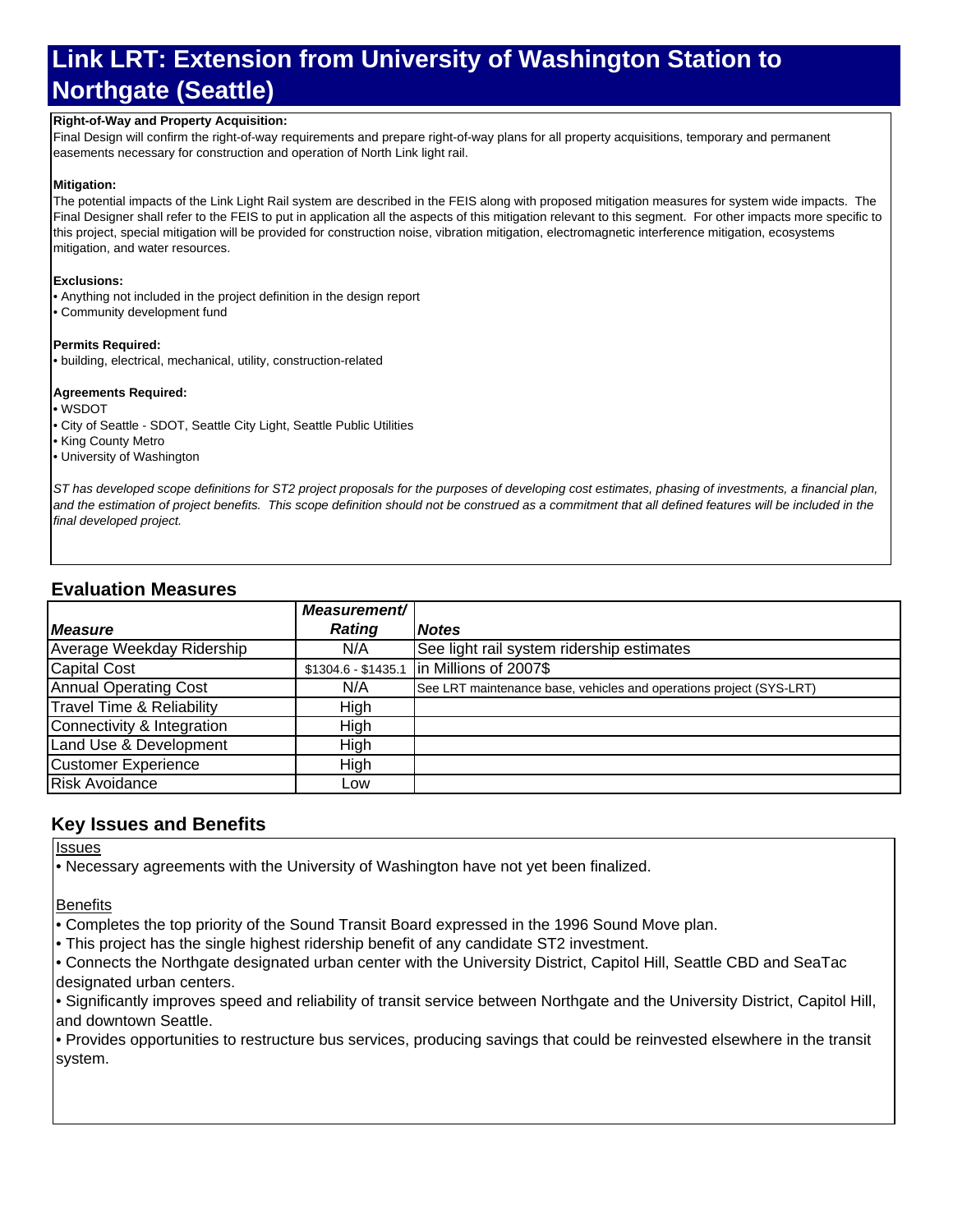# Link LRT: Extension from University of Washington Station to Northgate (Seattle)

**Right-of-Way and Property Acquisition:**
Final Design will confirm the right-of-way requirements and prepare right-of-way plans for all property acquisitions, temporary and permanent easements necessary for construction and operation of North Link light rail.

**Mitigation:**
The potential impacts of the Link Light Rail system are described in the FEIS along with proposed mitigation measures for system wide impacts. The Final Designer shall refer to the FEIS to put in application all the aspects of this mitigation relevant to this segment. For other impacts more specific to this project, special mitigation will be provided for construction noise, vibration mitigation, electromagnetic interference mitigation, ecosystems mitigation, and water resources.

**Exclusions:**
- Anything not included in the project definition in the design report
- Community development fund

**Permits Required:**
- building, electrical, mechanical, utility, construction-related

**Agreements Required:**
- WSDOT
- City of Seattle - SDOT, Seattle City Light, Seattle Public Utilities
- King County Metro
- University of Washington

*ST has developed scope definitions for ST2 project proposals for the purposes of developing cost estimates, phasing of investments, a financial plan, and the estimation of project benefits. This scope definition should not be construed as a commitment that all defined features will be included in the final developed project.*

## Evaluation Measures

| *Measure* | *Measurement/ Rating* | *Notes* |
|---|---|---|
| Average Weekday Ridership | N/A | See light rail system ridership estimates |
| Capital Cost | $1304.6 - $1435.1 | in Millions of 2007$ |
| Annual Operating Cost | N/A | See LRT maintenance base, vehicles and operations project (SYS-LRT) |
| Travel Time & Reliability | High | |
| Connectivity & Integration | High | |
| Land Use & Development | High | |
| Customer Experience | High | |
| Risk Avoidance | Low | |

## Key Issues and Benefits

Issues
- Necessary agreements with the University of Washington have not yet been finalized.

Benefits
- Completes the top priority of the Sound Transit Board expressed in the 1996 Sound Move plan.
- This project has the single highest ridership benefit of any candidate ST2 investment.
- Connects the Northgate designated urban center with the University District, Capitol Hill, Seattle CBD and SeaTac designated urban centers.
- Significantly improves speed and reliability of transit service between Northgate and the University District, Capitol Hill, and downtown Seattle.
- Provides opportunities to restructure bus services, producing savings that could be reinvested elsewhere in the transit system.